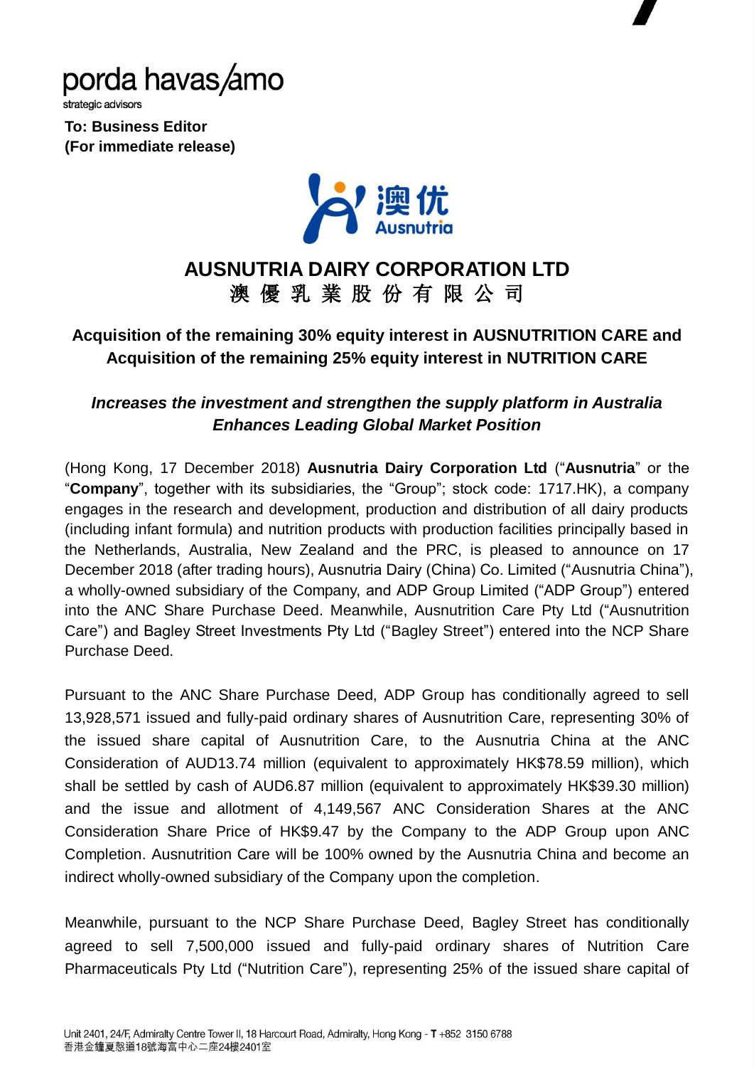porda havas/amo
strategic advisors

**To: Business Editor**
**(For immediate release)**

# AUSNUTRIA DAIRY CORPORATION LTD
# 澳 優 乳 業 股 份 有 限 公 司

## Acquisition of the remaining 30% equity interest in AUSNUTRITION CARE and Acquisition of the remaining 25% equity interest in NUTRITION CARE

***Increases the investment and strengthen the supply platform in Australia***
***Enhances Leading Global Market Position***

(Hong Kong, 17 December 2018) **Ausnutria Dairy Corporation Ltd** ("**Ausnutria**" or the "**Company**", together with its subsidiaries, the "Group"; stock code: 1717.HK), a company engages in the research and development, production and distribution of all dairy products (including infant formula) and nutrition products with production facilities principally based in the Netherlands, Australia, New Zealand and the PRC, is pleased to announce on 17 December 2018 (after trading hours), Ausnutria Dairy (China) Co. Limited ("Ausnutria China"), a wholly-owned subsidiary of the Company, and ADP Group Limited ("ADP Group") entered into the ANC Share Purchase Deed. Meanwhile, Ausnutrition Care Pty Ltd ("Ausnutrition Care") and Bagley Street Investments Pty Ltd ("Bagley Street") entered into the NCP Share Purchase Deed.

Pursuant to the ANC Share Purchase Deed, ADP Group has conditionally agreed to sell 13,928,571 issued and fully-paid ordinary shares of Ausnutrition Care, representing 30% of the issued share capital of Ausnutrition Care, to the Ausnutria China at the ANC Consideration of AUD13.74 million (equivalent to approximately HK$78.59 million), which shall be settled by cash of AUD6.87 million (equivalent to approximately HK$39.30 million) and the issue and allotment of 4,149,567 ANC Consideration Shares at the ANC Consideration Share Price of HK$9.47 by the Company to the ADP Group upon ANC Completion. Ausnutrition Care will be 100% owned by the Ausnutria China and become an indirect wholly-owned subsidiary of the Company upon the completion.

Meanwhile, pursuant to the NCP Share Purchase Deed, Bagley Street has conditionally agreed to sell 7,500,000 issued and fully-paid ordinary shares of Nutrition Care Pharmaceuticals Pty Ltd ("Nutrition Care"), representing 25% of the issued share capital of

Unit 2401, 24/F, Admiralty Centre Tower II, 18 Harcourt Road, Admiralty, Hong Kong - T +852 3150 6788
香港金鐘夏慤道18號海富中心二座24樓2401室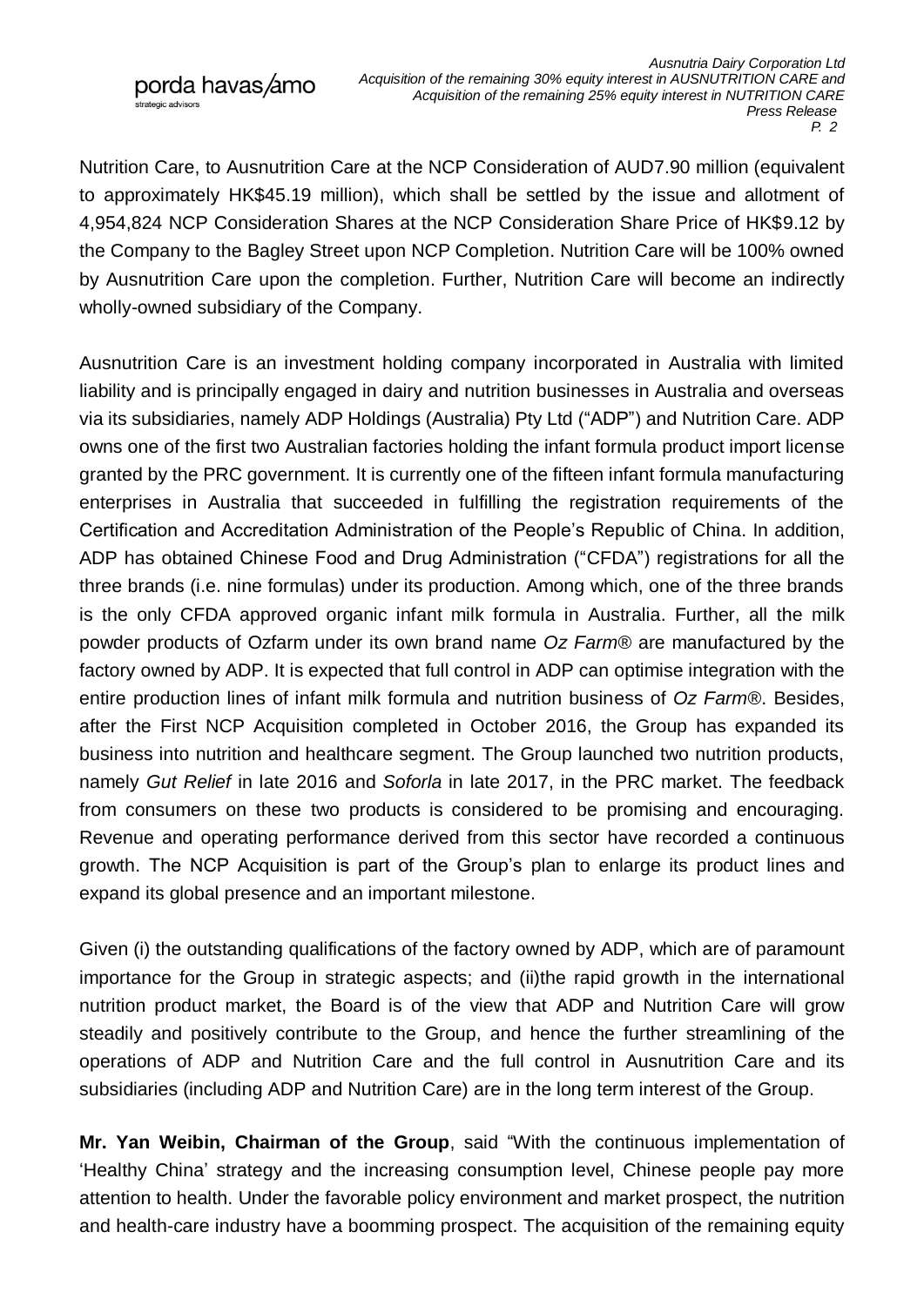Nutrition Care, to Ausnutrition Care at the NCP Consideration of AUD7.90 million (equivalent to approximately HK$45.19 million), which shall be settled by the issue and allotment of 4,954,824 NCP Consideration Shares at the NCP Consideration Share Price of HK$9.12 by the Company to the Bagley Street upon NCP Completion. Nutrition Care will be 100% owned by Ausnutrition Care upon the completion. Further, Nutrition Care will become an indirectly wholly-owned subsidiary of the Company.

Ausnutrition Care is an investment holding company incorporated in Australia with limited liability and is principally engaged in dairy and nutrition businesses in Australia and overseas via its subsidiaries, namely ADP Holdings (Australia) Pty Ltd ("ADP") and Nutrition Care. ADP owns one of the first two Australian factories holding the infant formula product import license granted by the PRC government. It is currently one of the fifteen infant formula manufacturing enterprises in Australia that succeeded in fulfilling the registration requirements of the Certification and Accreditation Administration of the People's Republic of China. In addition, ADP has obtained Chinese Food and Drug Administration ("CFDA") registrations for all the three brands (i.e. nine formulas) under its production. Among which, one of the three brands is the only CFDA approved organic infant milk formula in Australia. Further, all the milk powder products of Ozfarm under its own brand name *Oz Farm®* are manufactured by the factory owned by ADP. It is expected that full control in ADP can optimise integration with the entire production lines of infant milk formula and nutrition business of *Oz Farm®*. Besides, after the First NCP Acquisition completed in October 2016, the Group has expanded its business into nutrition and healthcare segment. The Group launched two nutrition products, namely *Gut Relief* in late 2016 and *Soforla* in late 2017, in the PRC market. The feedback from consumers on these two products is considered to be promising and encouraging. Revenue and operating performance derived from this sector have recorded a continuous growth. The NCP Acquisition is part of the Group's plan to enlarge its product lines and expand its global presence and an important milestone.

Given (i) the outstanding qualifications of the factory owned by ADP, which are of paramount importance for the Group in strategic aspects; and (ii)the rapid growth in the international nutrition product market, the Board is of the view that ADP and Nutrition Care will grow steadily and positively contribute to the Group, and hence the further streamlining of the operations of ADP and Nutrition Care and the full control in Ausnutrition Care and its subsidiaries (including ADP and Nutrition Care) are in the long term interest of the Group.

**Mr. Yan Weibin, Chairman of the Group**, said "With the continuous implementation of 'Healthy China' strategy and the increasing consumption level, Chinese people pay more attention to health. Under the favorable policy environment and market prospect, the nutrition and health-care industry have a boomming prospect. The acquisition of the remaining equity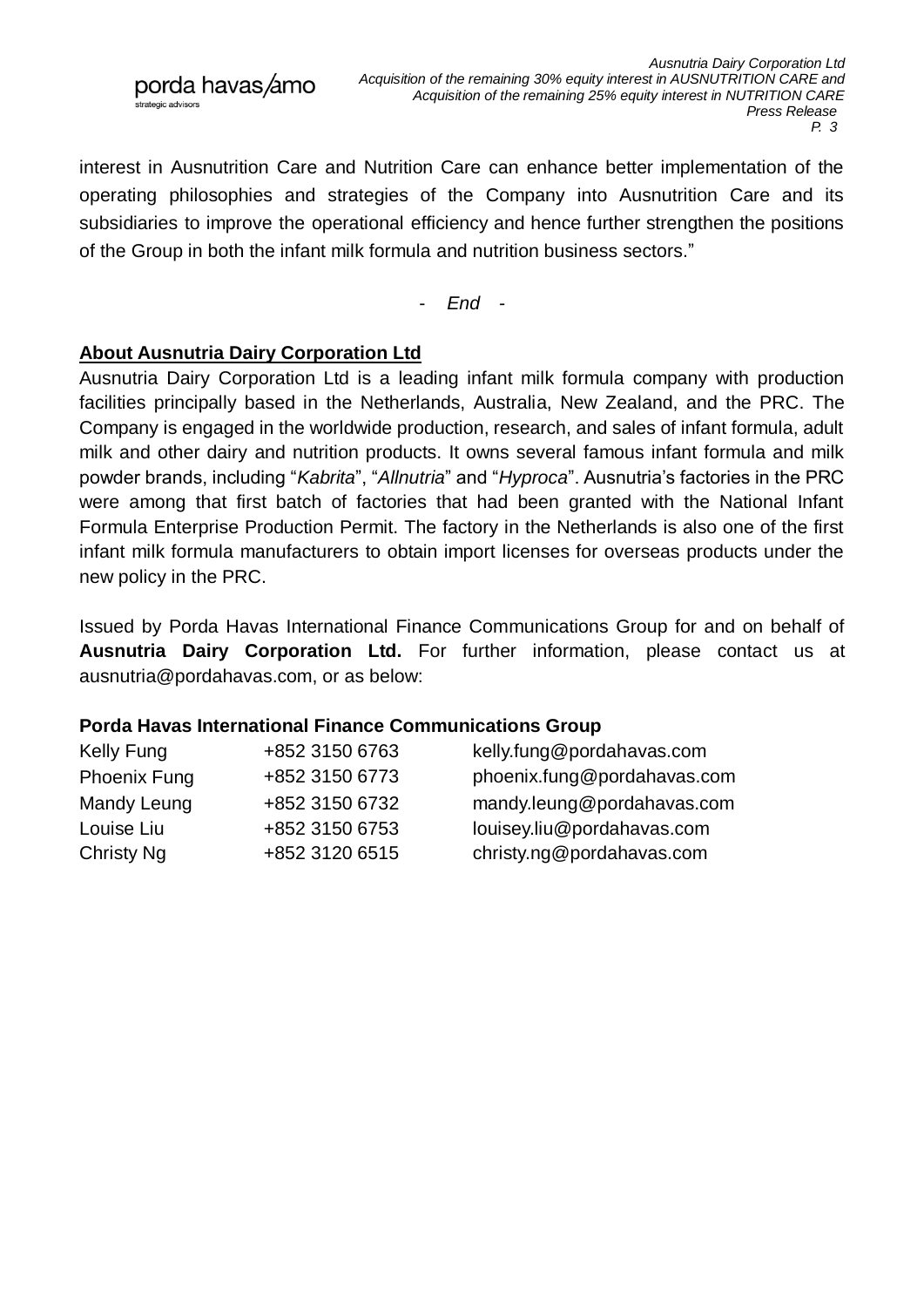interest in Ausnutrition Care and Nutrition Care can enhance better implementation of the operating philosophies and strategies of the Company into Ausnutrition Care and its subsidiaries to improve the operational efficiency and hence further strengthen the positions of the Group in both the infant milk formula and nutrition business sectors."

- *End* -

**About Ausnutria Dairy Corporation Ltd**

Ausnutria Dairy Corporation Ltd is a leading infant milk formula company with production facilities principally based in the Netherlands, Australia, New Zealand, and the PRC. The Company is engaged in the worldwide production, research, and sales of infant formula, adult milk and other dairy and nutrition products. It owns several famous infant formula and milk powder brands, including "*Kabrita*", "*Allnutria*" and "*Hyproca*". Ausnutria's factories in the PRC were among that first batch of factories that had been granted with the National Infant Formula Enterprise Production Permit. The factory in the Netherlands is also one of the first infant milk formula manufacturers to obtain import licenses for overseas products under the new policy in the PRC.

Issued by Porda Havas International Finance Communications Group for and on behalf of **Ausnutria Dairy Corporation Ltd.** For further information, please contact us at ausnutria@pordahavas.com, or as below:

**Porda Havas International Finance Communications Group**

| | | |
|---|---|---|
| Kelly Fung | +852 3150 6763 | kelly.fung@pordahavas.com |
| Phoenix Fung | +852 3150 6773 | phoenix.fung@pordahavas.com |
| Mandy Leung | +852 3150 6732 | mandy.leung@pordahavas.com |
| Louise Liu | +852 3150 6753 | louisey.liu@pordahavas.com |
| Christy Ng | +852 3120 6515 | christy.ng@pordahavas.com |